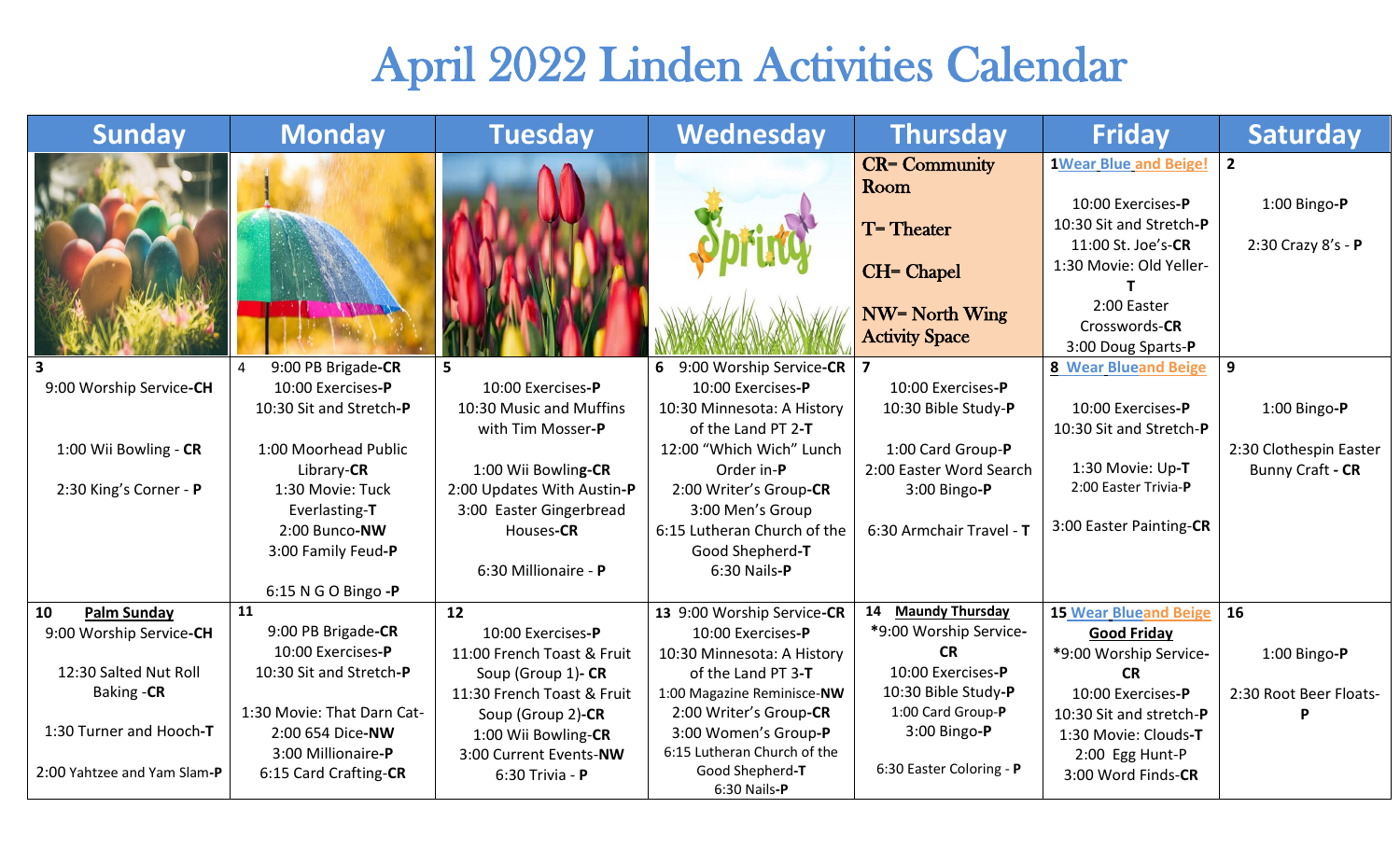# April 2022 Linden Activities Calendar

| Sunday | Monday | Tuesday | Wednesday | Thursday | Friday | Saturday |
|---|---|---|---|---|---|---|
| | | | | CR= Community Room<br>T= Theater<br>CH= Chapel<br>NW= North Wing Activity Space | **1** Wear Blue and Beige!<br>10:00 Exercises-**P**<br>10:30 Sit and Stretch-**P**<br>11:00 St. Joe's-**CR**<br>1:30 Movie: Old Yeller-**T**<br>2:00 Easter Crosswords-**CR**<br>3:00 Doug Sparts-**P** | **2**<br>1:00 Bingo-**P**<br>2:30 Crazy 8's - **P** |
| **3**<br>9:00 Worship Service-**CH**<br>1:00 Wii Bowling - **CR**<br>2:30 King's Corner - **P** | 4 9:00 PB Brigade-**CR**<br>10:00 Exercises-**P**<br>10:30 Sit and Stretch-**P**<br>1:00 Moorhead Public Library-**CR**<br>1:30 Movie: Tuck Everlasting-**T**<br>2:00 Bunco-**NW**<br>3:00 Family Feud-**P**<br>6:15 N G O Bingo -**P** | **5**<br>10:00 Exercises-**P**<br>10:30 Music and Muffins with Tim Mosser-**P**<br>1:00 Wii Bowling-**CR**<br>2:00 Updates With Austin-**P**<br>3:00 Easter Gingerbread Houses-**CR**<br>6:30 Millionaire - **P** | **6** 9:00 Worship Service-**CR**<br>10:00 Exercises-**P**<br>10:30 Minnesota: A History of the Land PT 2-**T**<br>12:00 "Which Wich" Lunch Order in-**P**<br>2:00 Writer's Group-**CR**<br>3:00 Men's Group<br>6:15 Lutheran Church of the Good Shepherd-**T**<br>6:30 Nails-**P** | **7**<br>10:00 Exercises-**P**<br>10:30 Bible Study-**P**<br>1:00 Card Group-**P**<br>2:00 Easter Word Search<br>3:00 Bingo-**P**<br>6:30 Armchair Travel - **T** | **8** Wear Blue and Beige<br>10:00 Exercises-**P**<br>10:30 Sit and Stretch-**P**<br>1:30 Movie: Up-**T**<br>2:00 Easter Trivia-**P**<br>3:00 Easter Painting-**CR** | **9**<br>1:00 Bingo-**P**<br>2:30 Clothespin Easter Bunny Craft - **CR** |
| **10** **Palm Sunday**<br>9:00 Worship Service-**CH**<br>12:30 Salted Nut Roll Baking -**CR**<br>1:30 Turner and Hooch-**T**<br>2:00 Yahtzee and Yam Slam-**P** | **11**<br>9:00 PB Brigade-**CR**<br>10:00 Exercises-**P**<br>10:30 Sit and Stretch-**P**<br>1:30 Movie: That Darn Cat-<br>2:00 654 Dice-**NW**<br>3:00 Millionaire-**P**<br>6:15 Card Crafting-**CR** | **12**<br>10:00 Exercises-**P**<br>11:00 French Toast & Fruit Soup (Group 1)- **CR**<br>11:30 French Toast & Fruit Soup (Group 2)-**CR**<br>1:00 Wii Bowling-**CR**<br>3:00 Current Events-**NW**<br>6:30 Trivia - **P** | **13** 9:00 Worship Service-**CR**<br>10:00 Exercises-**P**<br>10:30 Minnesota: A History of the Land PT 3-**T**<br>1:00 Magazine Reminisce-**NW**<br>2:00 Writer's Group-**CR**<br>3:00 Women's Group-**P**<br>6:15 Lutheran Church of the Good Shepherd-**T**<br>6:30 Nails-**P** | **14** **Maundy Thursday**<br>*9:00 Worship Service-**CR**<br>10:00 Exercises-**P**<br>10:30 Bible Study-**P**<br>1:00 Card Group-**P**<br>3:00 Bingo-**P**<br>6:30 Easter Coloring - **P** | **15** Wear Blue and Beige<br>**Good Friday**<br>*9:00 Worship Service-**CR**<br>10:00 Exercises-**P**<br>10:30 Sit and stretch-**P**<br>1:30 Movie: Clouds-**T**<br>2:00 Egg Hunt-P<br>3:00 Word Finds-**CR** | **16**<br>1:00 Bingo-**P**<br>2:30 Root Beer Floats-**P** |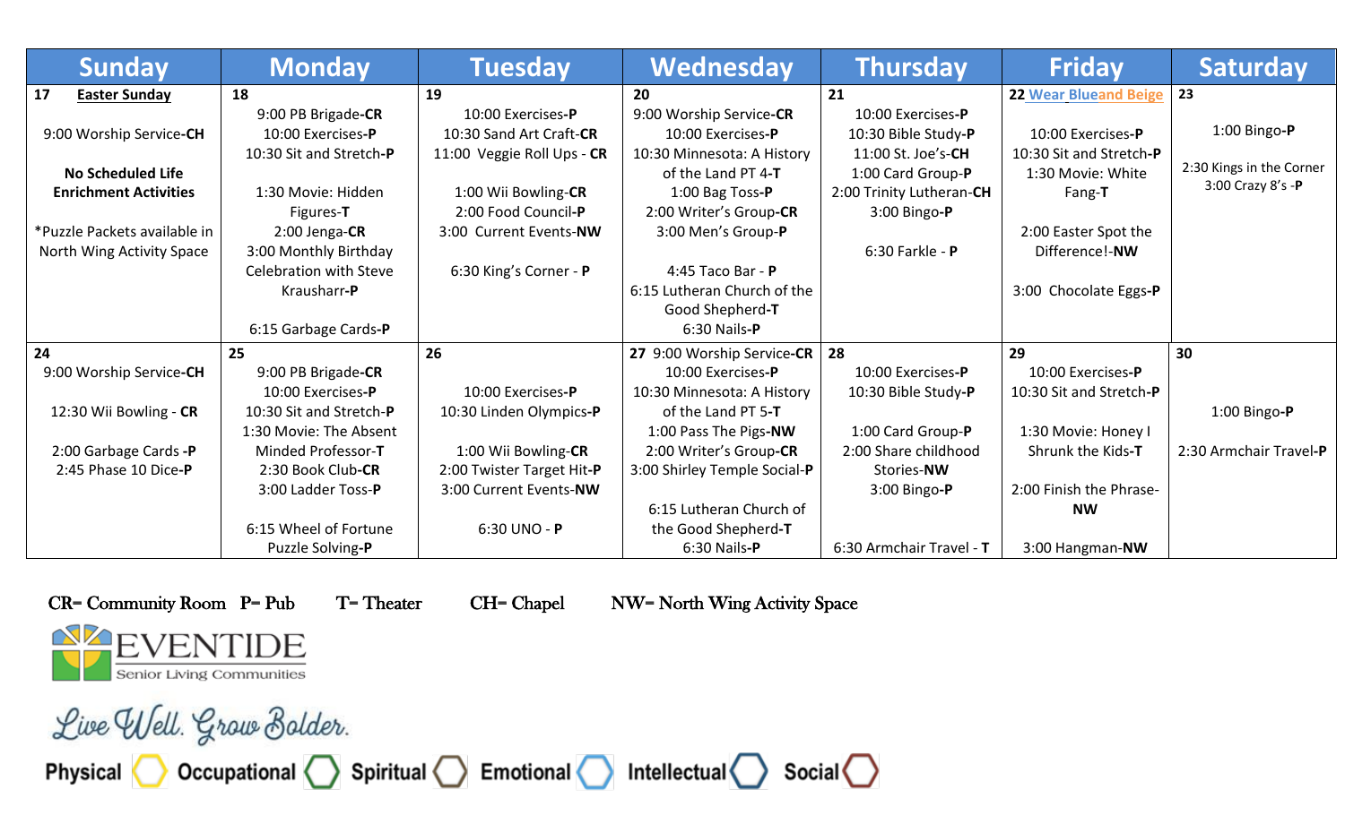| Sunday | Monday | Tuesday | Wednesday | Thursday | Friday | Saturday |
|---|---|---|---|---|---|---|
| 17 **Easter Sunday**<br><br>9:00 Worship Service-**CH**<br><br>**No Scheduled Life Enrichment Activities**<br><br>*Puzzle Packets available in North Wing Activity Space | 18<br>9:00 PB Brigade-**CR**<br>10:00 Exercises-**P**<br>10:30 Sit and Stretch-**P**<br><br>1:30 Movie: Hidden Figures-**T**<br>2:00 Jenga-**CR**<br>3:00 Monthly Birthday Celebration with Steve Krausharr-**P**<br><br>6:15 Garbage Cards-**P** | 19<br>10:00 Exercises-**P**<br>10:30 Sand Art Craft-**CR**<br>11:00 Veggie Roll Ups - **CR**<br><br>1:00 Wii Bowling-**CR**<br>2:00 Food Council-**P**<br>3:00 Current Events-**NW**<br><br>6:30 King's Corner - **P** | 20<br>9:00 Worship Service-**CR**<br>10:00 Exercises-**P**<br>10:30 Minnesota: A History of the Land PT 4-**T**<br>1:00 Bag Toss-**P**<br>2:00 Writer's Group-**CR**<br>3:00 Men's Group-**P**<br><br>4:45 Taco Bar - **P**<br>6:15 Lutheran Church of the Good Shepherd-**T**<br>6:30 Nails-**P** | 21<br>10:00 Exercises-**P**<br>10:30 Bible Study-**P**<br>11:00 St. Joe's-**CH**<br>1:00 Card Group-**P**<br>2:00 Trinity Lutheran-**CH**<br>3:00 Bingo-**P**<br><br>6:30 Farkle - **P** | 22 Wear Blueand Beige<br><br>10:00 Exercises-**P**<br>10:30 Sit and Stretch-**P**<br>1:30 Movie: White Fang-**T**<br><br>2:00 Easter Spot the Difference!-**NW**<br><br>3:00 Chocolate Eggs-**P** | 23<br><br>1:00 Bingo-**P**<br><br>2:30 Kings in the Corner<br>3:00 Crazy 8's -**P** |
| 24<br>9:00 Worship Service-**CH**<br><br>12:30 Wii Bowling - **CR**<br><br>2:00 Garbage Cards -**P**<br>2:45 Phase 10 Dice-**P** | 25<br>9:00 PB Brigade-**CR**<br>10:00 Exercises-**P**<br>10:30 Sit and Stretch-**P**<br>1:30 Movie: The Absent Minded Professor-**T**<br>2:30 Book Club-**CR**<br>3:00 Ladder Toss-**P**<br><br>6:15 Wheel of Fortune Puzzle Solving-**P** | 26<br><br>10:00 Exercises-**P**<br>10:30 Linden Olympics-**P**<br><br>1:00 Wii Bowling-**CR**<br>2:00 Twister Target Hit-**P**<br>3:00 Current Events-**NW**<br><br>6:30 UNO - **P** | 27 9:00 Worship Service-**CR**<br>10:00 Exercises-**P**<br>10:30 Minnesota: A History of the Land PT 5-**T**<br>1:00 Pass The Pigs-**NW**<br>2:00 Writer's Group-**CR**<br>3:00 Shirley Temple Social-**P**<br><br>6:15 Lutheran Church of the Good Shepherd-**T**<br>6:30 Nails-**P** | 28<br>10:00 Exercises-**P**<br>10:30 Bible Study-**P**<br><br>1:00 Card Group-**P**<br>2:00 Share childhood Stories-**NW**<br>3:00 Bingo-**P**<br><br>6:30 Armchair Travel - **T** | 29<br>10:00 Exercises-**P**<br>10:30 Sit and Stretch-**P**<br><br>1:30 Movie: Honey I Shrunk the Kids-**T**<br><br>2:00 Finish the Phrase-**NW**<br><br>3:00 Hangman-**NW** | 30<br><br>1:00 Bingo-**P**<br><br>2:30 Armchair Travel-**P** |

CR= Community Room P= Pub T= Theater CH= Chapel NW= North Wing Activity Space

EVENTIDE
Senior Living Communities

*Live Well. Grow Bolder.*

Physical Occupational Spiritual Emotional Intellectual Social